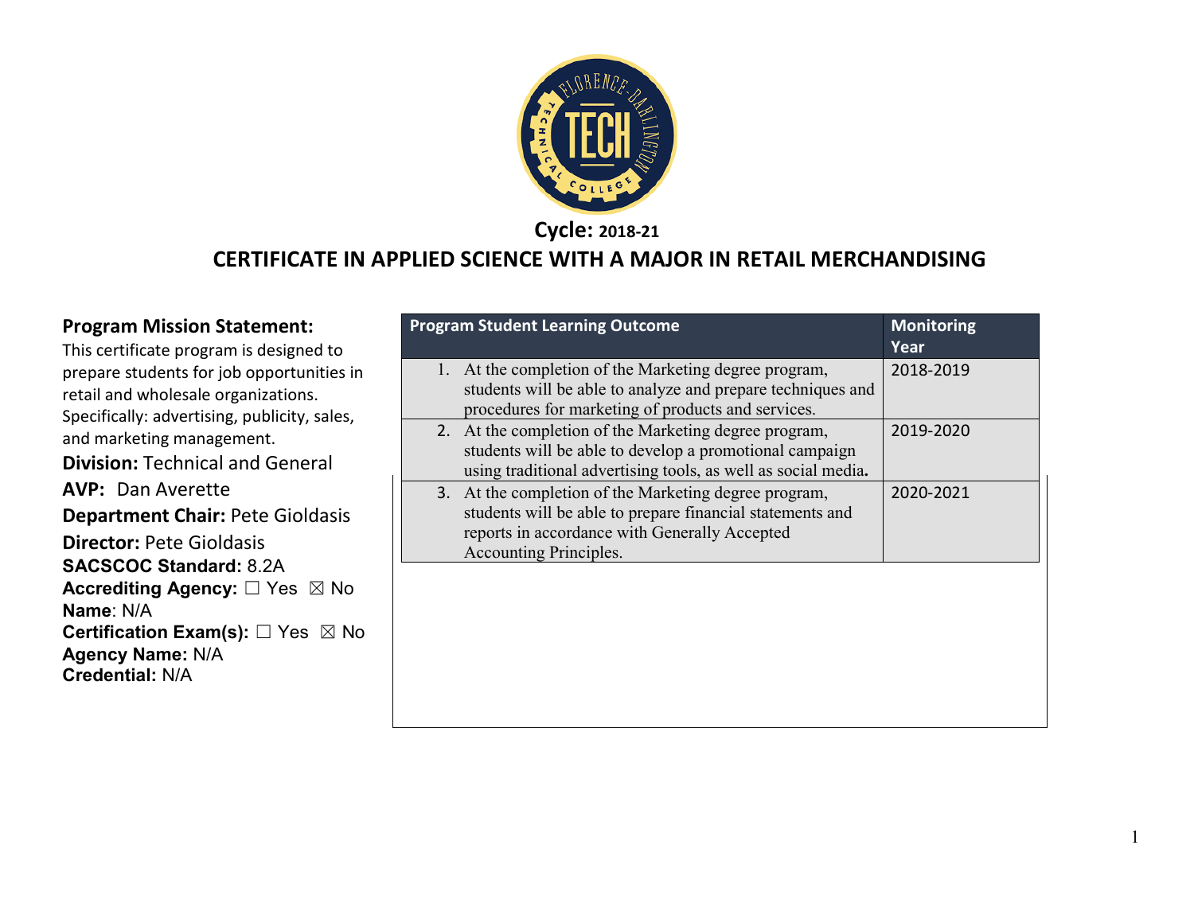**Cycle:** 2018-21

# CERTIFICATE IN APPLIED SCIENCE WITH A MAJOR IN RETAIL MERCHANDISING

**Program Mission Statement:**
This certificate program is designed to prepare students for job opportunities in retail and wholesale organizations. Specifically: advertising, publicity, sales, and marketing management.

**Division:** Technical and General

**AVP:** Dan Averette

**Department Chair:** Pete Gioldasis

**Director:** Pete Gioldasis

**SACSCOC Standard:** 8.2A

**Accrediting Agency:** ☐ Yes ☒ No

**Name**: N/A

**Certification Exam(s):** ☐ Yes ☒ No

**Agency Name:** N/A

**Credential:** N/A

| Program Student Learning Outcome | Monitoring Year |
|---|---|
| 1. At the completion of the Marketing degree program, students will be able to analyze and prepare techniques and procedures for marketing of products and services. | 2018-2019 |
| 2. At the completion of the Marketing degree program, students will be able to develop a promotional campaign using traditional advertising tools, as well as social media. | 2019-2020 |
| 3. At the completion of the Marketing degree program, students will be able to prepare financial statements and reports in accordance with Generally Accepted Accounting Principles. | 2020-2021 |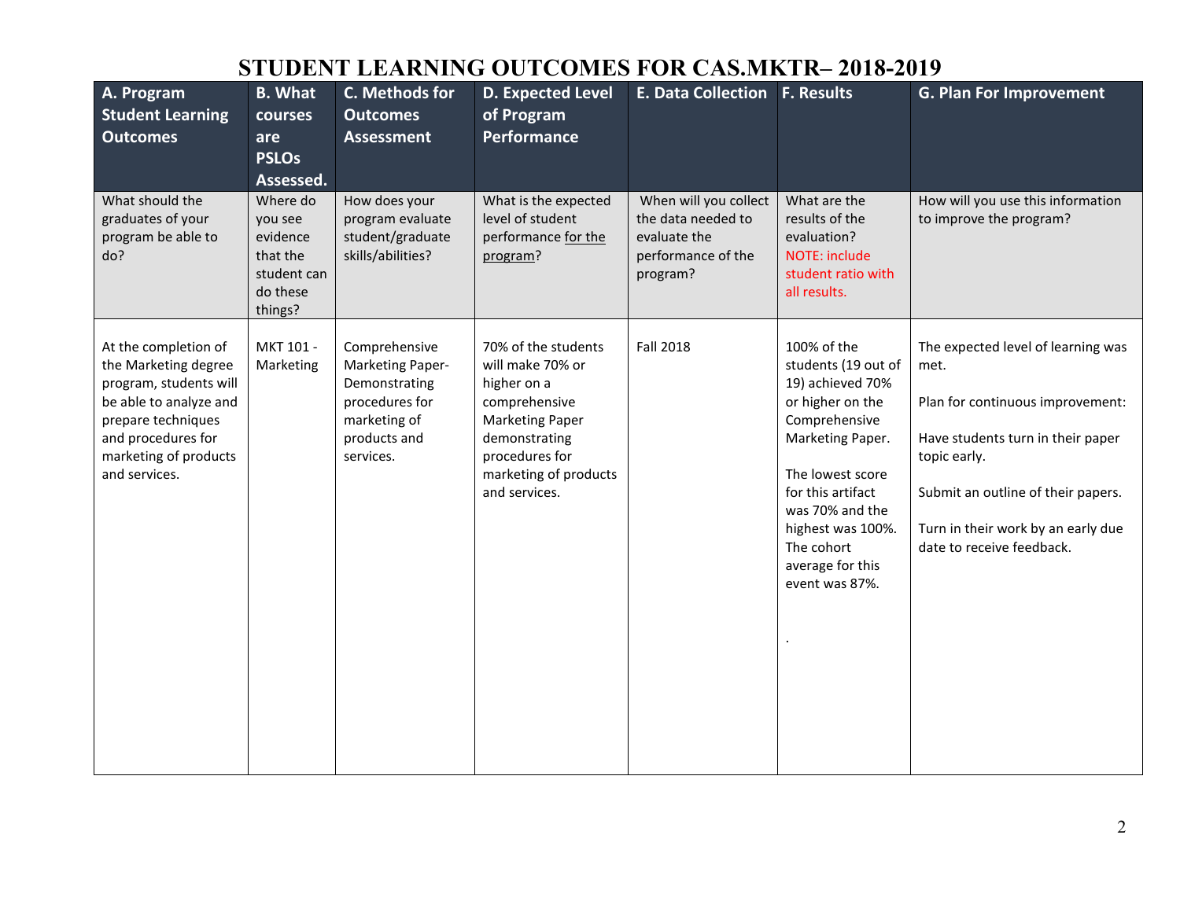# STUDENT LEARNING OUTCOMES FOR CAS.MKTR– 2018-2019

| A. Program Student Learning Outcomes | B. What courses are PSLOs Assessed. | C. Methods for Outcomes Assessment | D. Expected Level of Program Performance | E. Data Collection | F. Results | G. Plan For Improvement |
|---|---|---|---|---|---|---|
| What should the graduates of your program be able to do? | Where do you see evidence that the student can do these things? | How does your program evaluate student/graduate skills/abilities? | What is the expected level of student performance for the program? | When will you collect the data needed to evaluate the performance of the program? | What are the results of the evaluation? NOTE: include student ratio with all results. | How will you use this information to improve the program? |
| At the completion of the Marketing degree program, students will be able to analyze and prepare techniques and procedures for marketing of products and services. | MKT 101 - Marketing | Comprehensive Marketing Paper- Demonstrating procedures for marketing of products and services. | 70% of the students will make 70% or higher on a comprehensive Marketing Paper demonstrating procedures for marketing of products and services. | Fall 2018 | 100% of the students (19 out of 19) achieved 70% or higher on the Comprehensive Marketing Paper.<br><br>The lowest score for this artifact was 70% and the highest was 100%. The cohort average for this event was 87%.<br><br>. | The expected level of learning was met.<br><br>Plan for continuous improvement:<br><br>Have students turn in their paper topic early.<br><br>Submit an outline of their papers.<br><br>Turn in their work by an early due date to receive feedback. |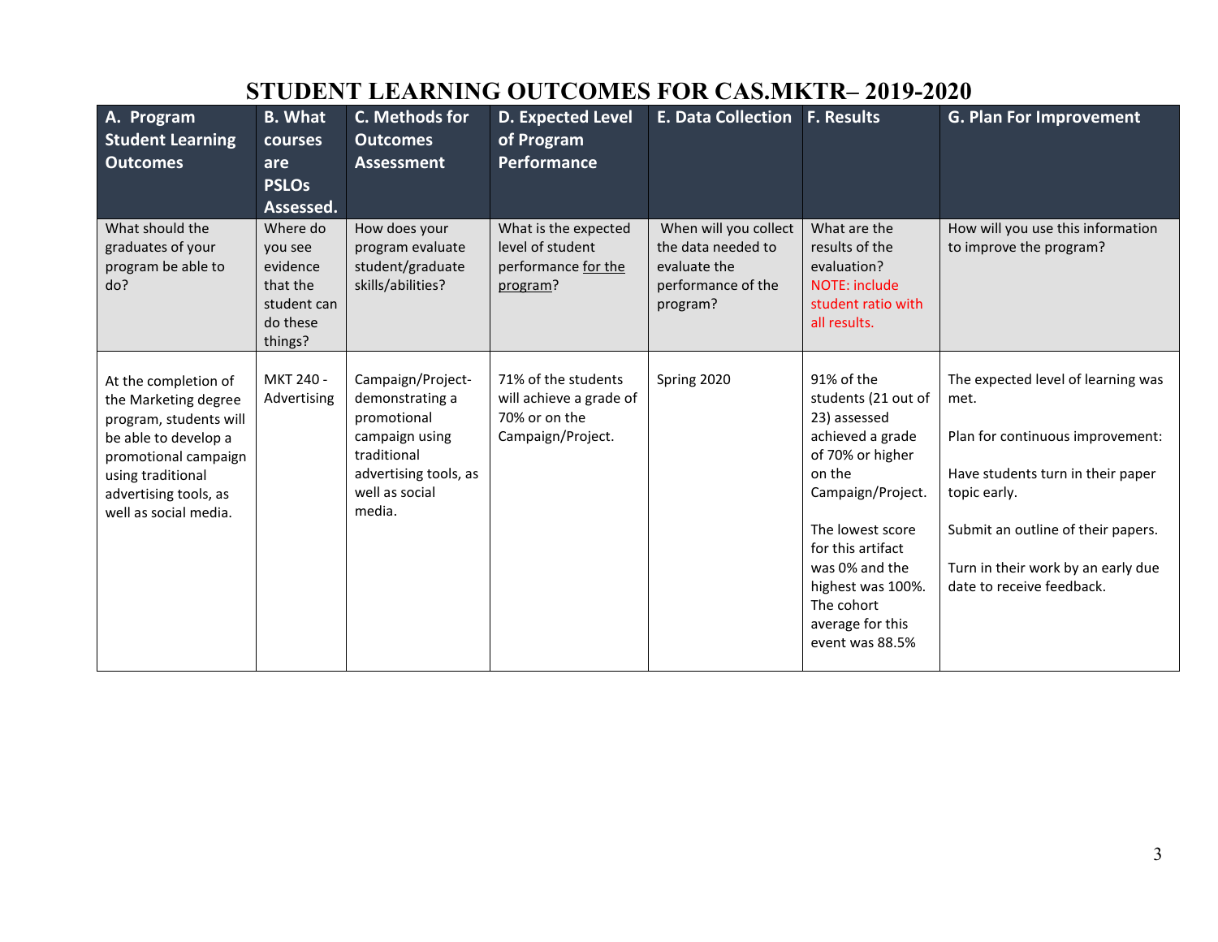# STUDENT LEARNING OUTCOMES FOR CAS.MKTR– 2019-2020

| A. Program Student Learning Outcomes | B. What courses are PSLOs Assessed. | C. Methods for Outcomes Assessment | D. Expected Level of Program Performance | E. Data Collection | F. Results | G. Plan For Improvement |
|---|---|---|---|---|---|---|
| What should the graduates of your program be able to do? | Where do you see evidence that the student can do these things? | How does your program evaluate student/graduate skills/abilities? | What is the expected level of student performance for the program? | When will you collect the data needed to evaluate the performance of the program? | What are the results of the evaluation? NOTE: include student ratio with all results. | How will you use this information to improve the program? |
| At the completion of the Marketing degree program, students will be able to develop a promotional campaign using traditional advertising tools, as well as social media. | MKT 240 - Advertising | Campaign/Project-demonstrating a promotional campaign using traditional advertising tools, as well as social media. | 71% of the students will achieve a grade of 70% or on the Campaign/Project. | Spring 2020 | 91% of the students (21 out of 23) assessed achieved a grade of 70% or higher on the Campaign/Project.<br><br>The lowest score for this artifact was 0% and the highest was 100%. The cohort average for this event was 88.5% | The expected level of learning was met.<br><br>Plan for continuous improvement:<br><br>Have students turn in their paper topic early.<br><br>Submit an outline of their papers.<br><br>Turn in their work by an early due date to receive feedback. |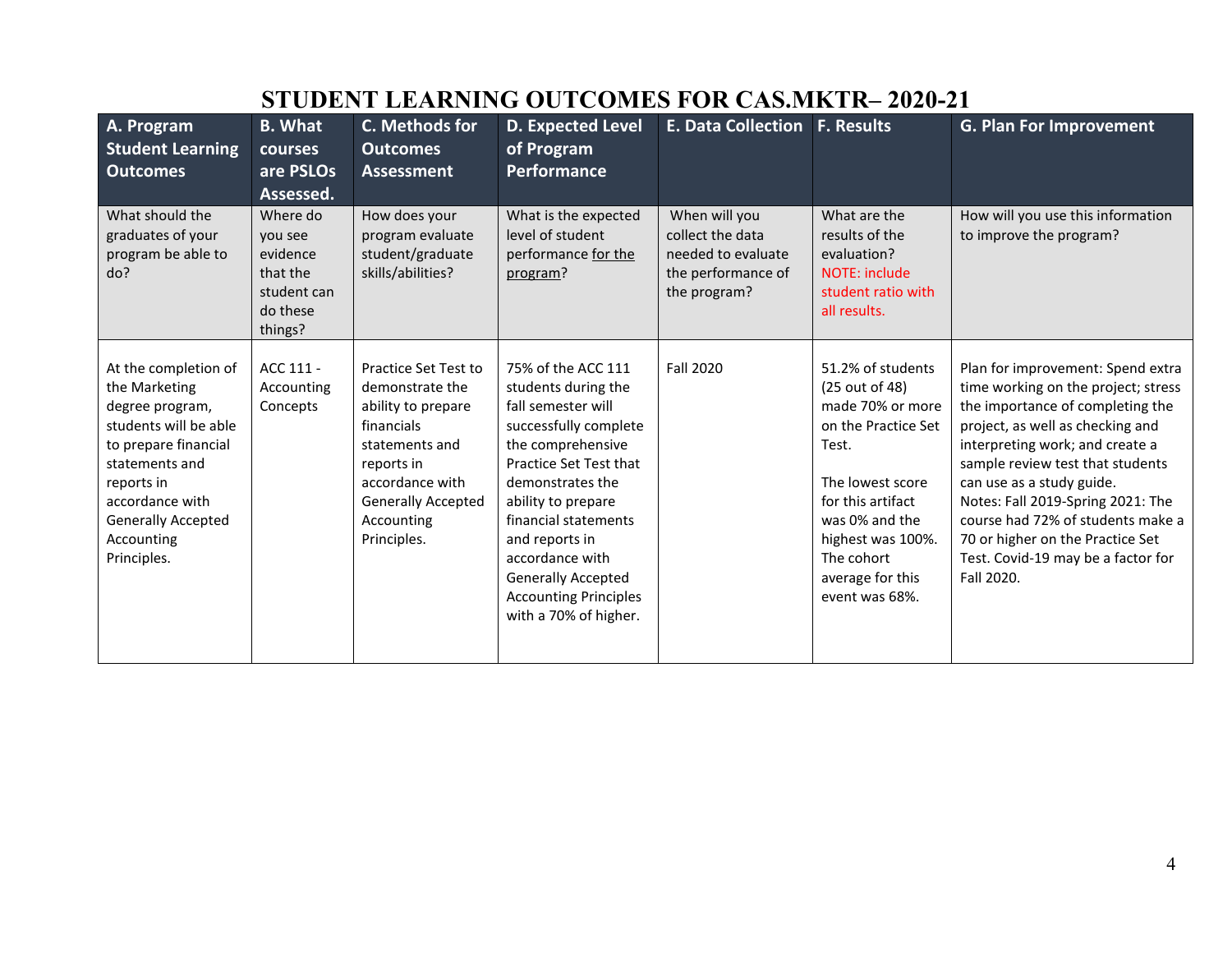# STUDENT LEARNING OUTCOMES FOR CAS.MKTR– 2020-21

| A. Program Student Learning Outcomes | B. What courses are PSLOs Assessed. | C. Methods for Outcomes Assessment | D. Expected Level of Program Performance | E. Data Collection | F. Results | G. Plan For Improvement |
|---|---|---|---|---|---|---|
| What should the graduates of your program be able to do? | Where do you see evidence that the student can do these things? | How does your program evaluate student/graduate skills/abilities? | What is the expected level of student performance for the program? | When will you collect the data needed to evaluate the performance of the program? | What are the results of the evaluation? NOTE: include student ratio with all results. | How will you use this information to improve the program? |
| At the completion of the Marketing degree program, students will be able to prepare financial statements and reports in accordance with Generally Accepted Accounting Principles. | ACC 111 - Accounting Concepts | Practice Set Test to demonstrate the ability to prepare financials statements and reports in accordance with Generally Accepted Accounting Principles. | 75% of the ACC 111 students during the fall semester will successfully complete the comprehensive Practice Set Test that demonstrates the ability to prepare financial statements and reports in accordance with Generally Accepted Accounting Principles with a 70% of higher. | Fall 2020 | 51.2% of students (25 out of 48) made 70% or more on the Practice Set Test.<br><br>The lowest score for this artifact was 0% and the highest was 100%. The cohort average for this event was 68%. | Plan for improvement: Spend extra time working on the project; stress the importance of completing the project, as well as checking and interpreting work; and create a sample review test that students can use as a study guide.<br>Notes: Fall 2019-Spring 2021: The course had 72% of students make a 70 or higher on the Practice Set Test. Covid-19 may be a factor for Fall 2020. |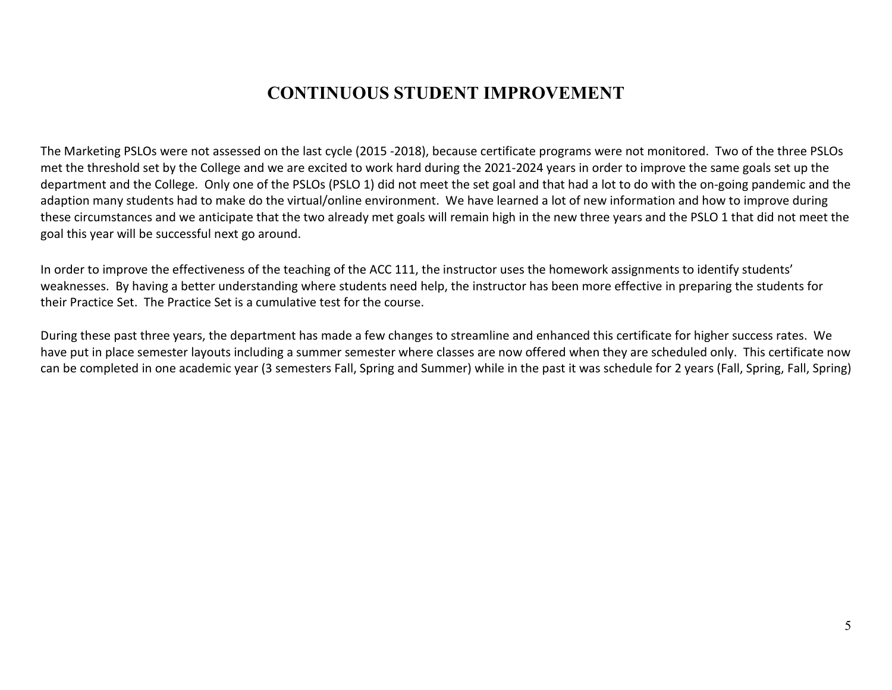# CONTINUOUS STUDENT IMPROVEMENT

The Marketing PSLOs were not assessed on the last cycle (2015 -2018), because certificate programs were not monitored. Two of the three PSLOs met the threshold set by the College and we are excited to work hard during the 2021-2024 years in order to improve the same goals set up the department and the College. Only one of the PSLOs (PSLO 1) did not meet the set goal and that had a lot to do with the on-going pandemic and the adaption many students had to make do the virtual/online environment. We have learned a lot of new information and how to improve during these circumstances and we anticipate that the two already met goals will remain high in the new three years and the PSLO 1 that did not meet the goal this year will be successful next go around.

In order to improve the effectiveness of the teaching of the ACC 111, the instructor uses the homework assignments to identify students' weaknesses. By having a better understanding where students need help, the instructor has been more effective in preparing the students for their Practice Set. The Practice Set is a cumulative test for the course.

During these past three years, the department has made a few changes to streamline and enhanced this certificate for higher success rates. We have put in place semester layouts including a summer semester where classes are now offered when they are scheduled only. This certificate now can be completed in one academic year (3 semesters Fall, Spring and Summer) while in the past it was schedule for 2 years (Fall, Spring, Fall, Spring)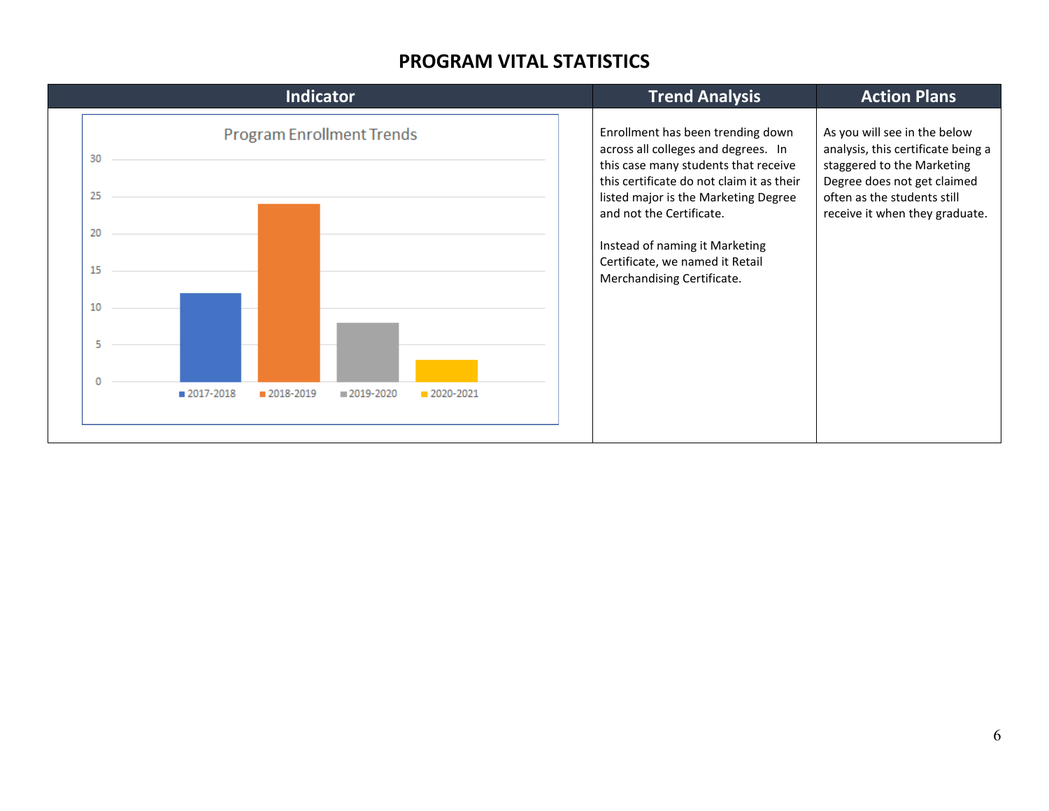# PROGRAM VITAL STATISTICS

| Indicator | Trend Analysis | Action Plans |
|---|---|---|
| Program Enrollment Trends<br>2017-2018: 12<br>2018-2019: 24<br>2019-2020: 8<br>2020-2021: 3 | Enrollment has been trending down across all colleges and degrees. In this case many students that receive this certificate do not claim it as their listed major is the Marketing Degree and not the Certificate.<br><br>Instead of naming it Marketing Certificate, we named it Retail Merchandising Certificate. | As you will see in the below analysis, this certificate being a staggered to the Marketing Degree does not get claimed often as the students still receive it when they graduate. |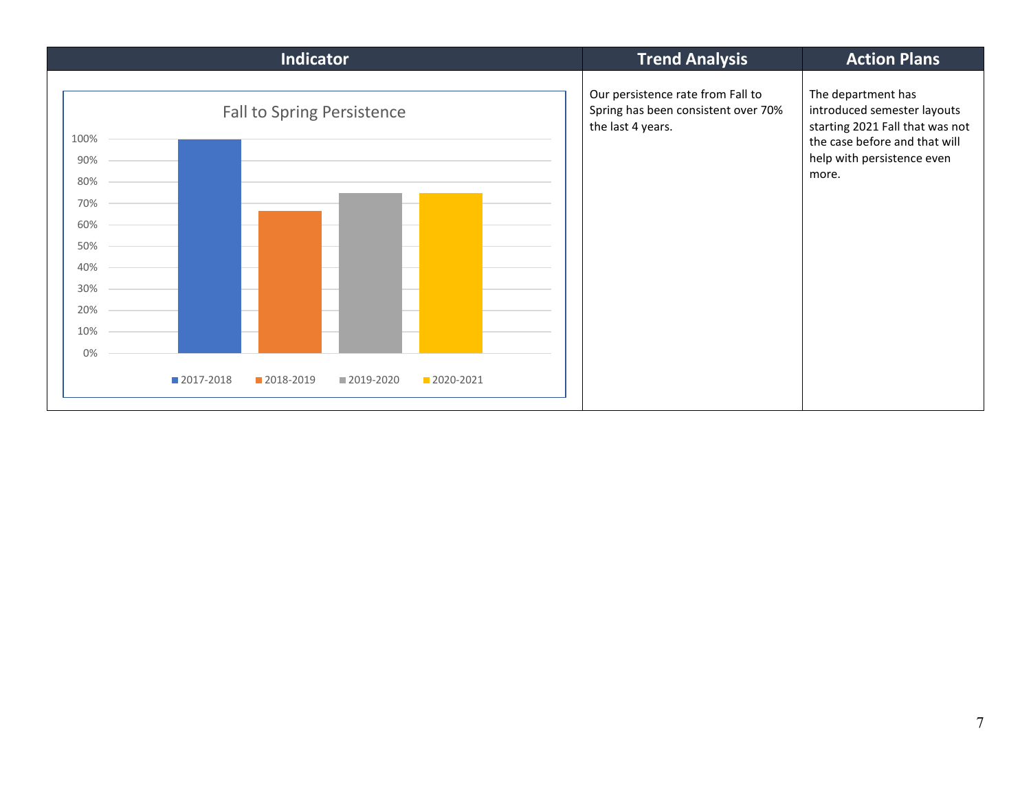| Indicator | Trend Analysis | Action Plans |
| --- | --- | --- |
| Fall to Spring Persistence | Our persistence rate from Fall to Spring has been consistent over 70% the last 4 years. | The department has introduced semester layouts starting 2021 Fall that was not the case before and that will help with persistence even more. |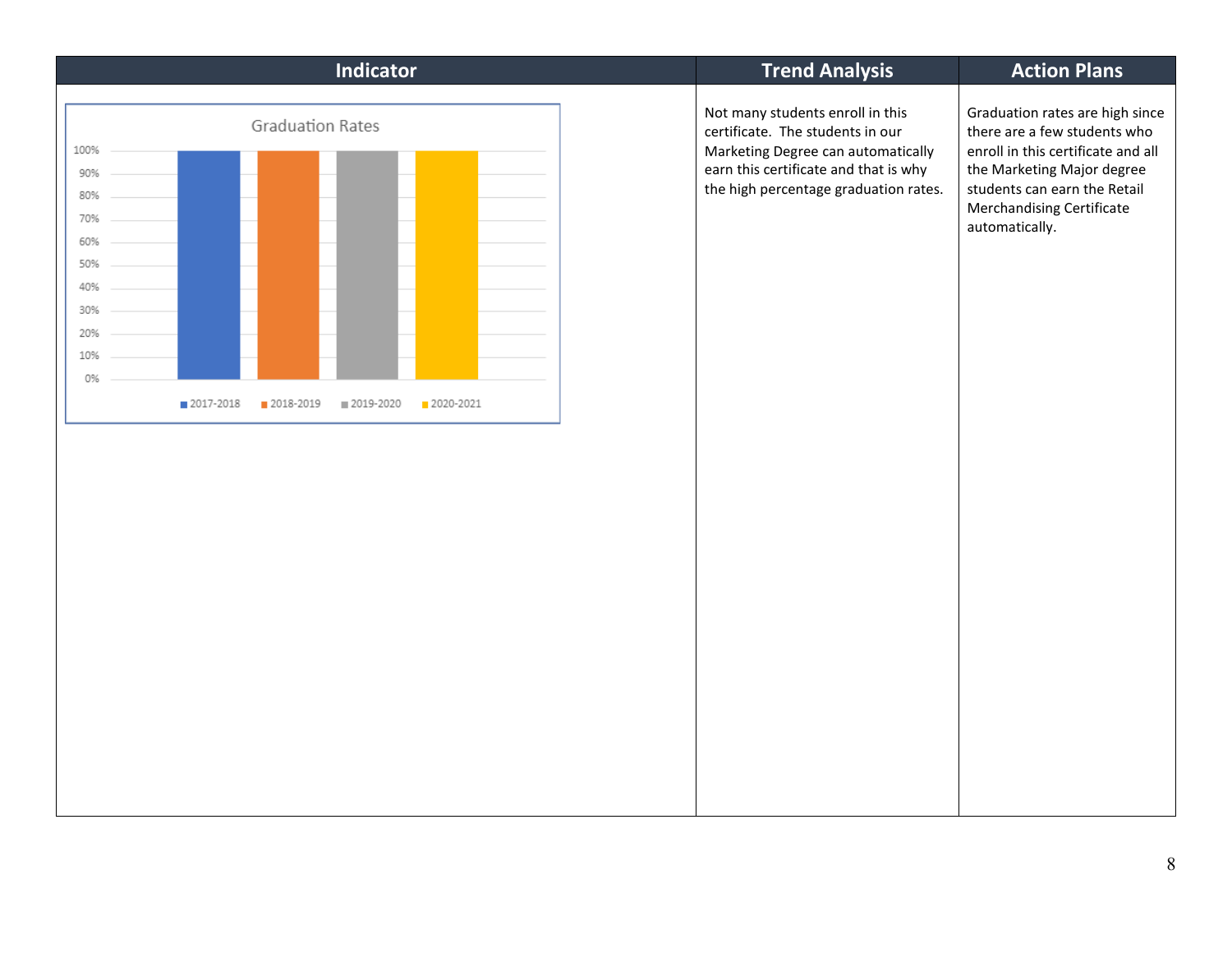| Indicator | Trend Analysis | Action Plans |
|---|---|---|
| Graduation Rates<br>100%<br>90%<br>80%<br>70%<br>60%<br>50%<br>40%<br>30%<br>20%<br>10%<br>0%<br>2017-2018 2018-2019 2019-2020 2020-2021 | Not many students enroll in this certificate. The students in our Marketing Degree can automatically earn this certificate and that is why the high percentage graduation rates. | Graduation rates are high since there are a few students who enroll in this certificate and all the Marketing Major degree students can earn the Retail Merchandising Certificate automatically. |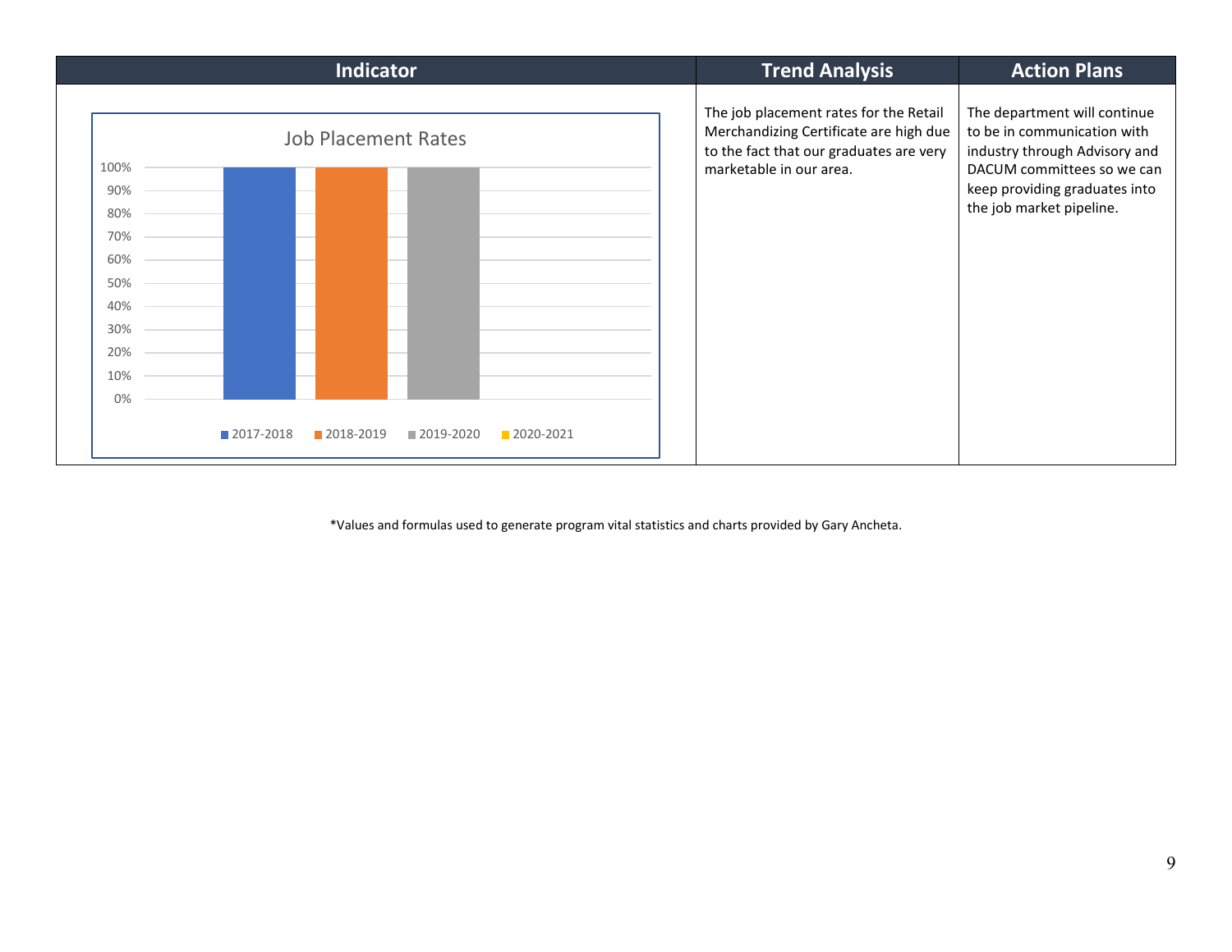| Indicator | Trend Analysis | Action Plans |
| --- | --- | --- |
| Job Placement Rates<br>100%<br>90%<br>80%<br>70%<br>60%<br>50%<br>40%<br>30%<br>20%<br>10%<br>0%<br>2017-2018 2018-2019 2019-2020 2020-2021 | The job placement rates for the Retail Merchandizing Certificate are high due to the fact that our graduates are very marketable in our area. | The department will continue to be in communication with industry through Advisory and DACUM committees so we can keep providing graduates into the job market pipeline. |

*Values and formulas used to generate program vital statistics and charts provided by Gary Ancheta.